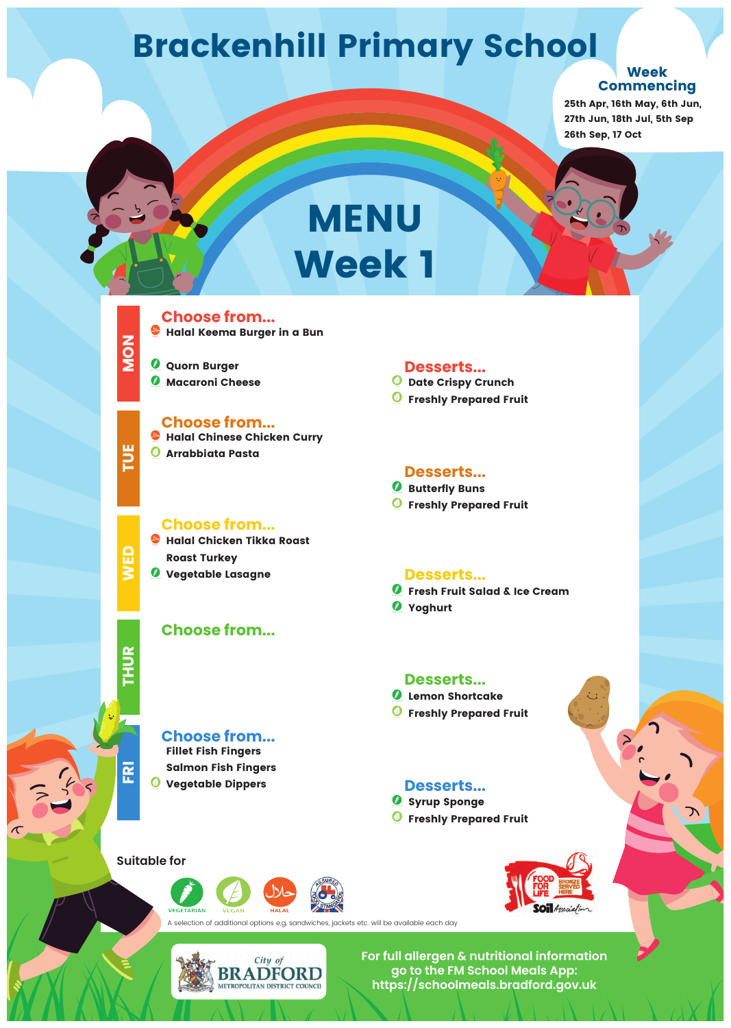# Brackenhill Primary School

**Week Commencing**

25th Apr, 16th May, 6th Jun, 27th Jun, 18th Jul, 5th Sep 26th Sep, 17 Oct

# MENU Week 1

## MON

**Choose from...**

- Halal Keema Burger in a Bun
- Quorn Burger
- Macaroni Cheese

**Desserts...**

- Date Crispy Crunch
- Freshly Prepared Fruit

## TUE

**Choose from...**

- Halal Chinese Chicken Curry
- Arrabbiata Pasta

**Desserts...**

- Butterfly Buns
- Freshly Prepared Fruit

## WED

**Choose from...**

- Halal Chicken Tikka Roast
- Roast Turkey
- Vegetable Lasagne

**Desserts...**

- Fresh Fruit Salad & Ice Cream
- Yoghurt

## THUR

**Choose from...**

**Desserts...**

- Lemon Shortcake
- Freshly Prepared Fruit

## FRI

**Choose from...**

- Fillet Fish Fingers
- Salmon Fish Fingers
- Vegetable Dippers

**Desserts...**

- Syrup Sponge
- Freshly Prepared Fruit

Suitable for

VEGETARIAN VEGAN HALAL

A selection of additional options e.g, sandwiches, jackets etc. will be available each day

FOOD FOR LIFE BRONZE SERVED HERE Soil Association

City of BRADFORD METROPOLITAN DISTRICT COUNCIL

For full allergen & nutritional information go to the FM School Meals App: https://schoolmeals.bradford.gov.uk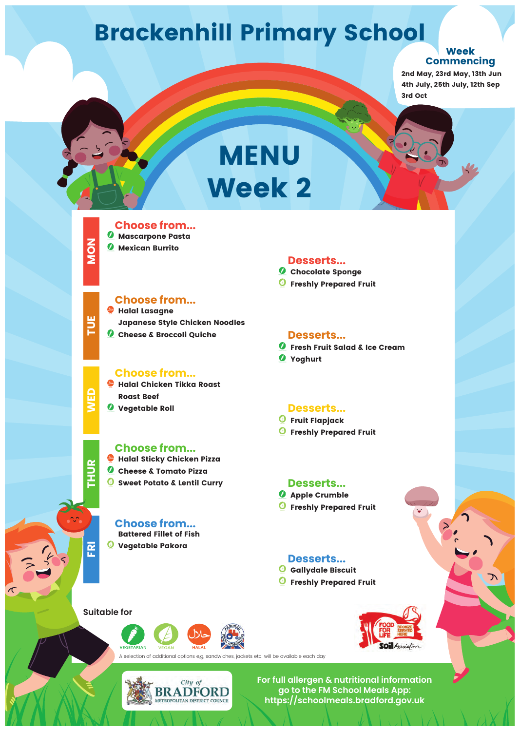# Brackenhill Primary School

**Week Commencing**

2nd May, 23rd May, 13th Jun
4th July, 25th July, 12th Sep
3rd Oct

# MENU Week 2

## MON

**Choose from...**
- Mascarpone Pasta
- Mexican Burrito

**Desserts...**
- Chocolate Sponge
- Freshly Prepared Fruit

## TUE

**Choose from...**
- Halal Lasagne
- Japanese Style Chicken Noodles
- Cheese & Broccoli Quiche

**Desserts...**
- Fresh Fruit Salad & Ice Cream
- Yoghurt

## WED

**Choose from...**
- Halal Chicken Tikka Roast
- Roast Beef
- Vegetable Roll

**Desserts...**
- Fruit Flapjack
- Freshly Prepared Fruit

## THUR

**Choose from...**
- Halal Sticky Chicken Pizza
- Cheese & Tomato Pizza
- Sweet Potato & Lentil Curry

**Desserts...**
- Apple Crumble
- Freshly Prepared Fruit

## FRI

**Choose from...**
- Battered Fillet of Fish
- Vegetable Pakora

**Desserts...**
- Gallydale Biscuit
- Freshly Prepared Fruit

Suitable for: VEGETARIAN, VEGAN, HALAL, ASSURED FOOD STANDARDS

A selection of additional options e.g. sandwiches, jackets etc. will be available each day

FOOD FOR LIFE BRONZE SERVED HERE – Soil Association

City of BRADFORD METROPOLITAN DISTRICT COUNCIL

For full allergen & nutritional information go to the FM School Meals App: https://schoolmeals.bradford.gov.uk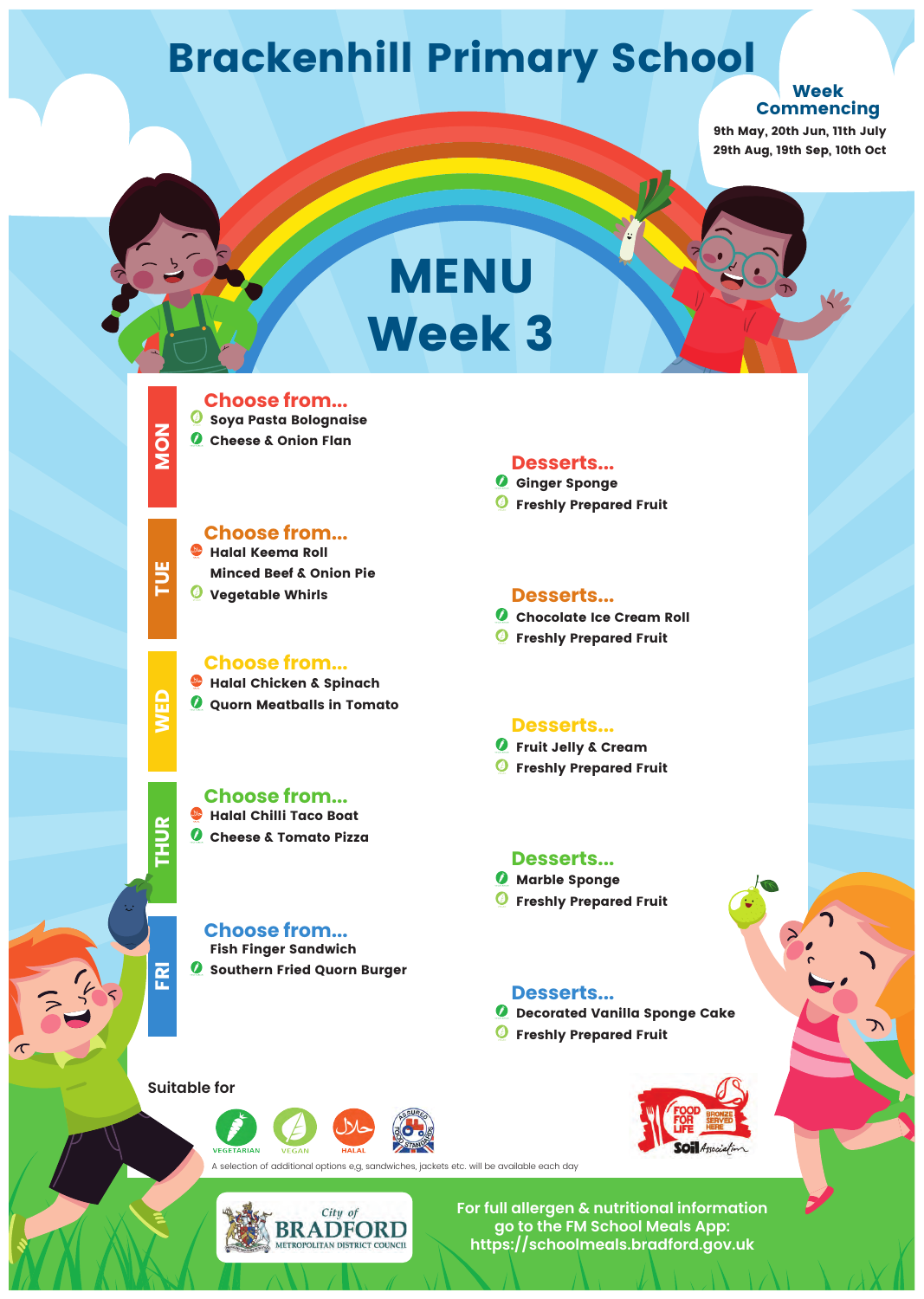# Brackenhill Primary School

**Week Commencing**
9th May, 20th Jun, 11th July
29th Aug, 19th Sep, 10th Oct

# MENU Week 3

## MON

**Choose from...**
- Soya Pasta Bolognaise
- Cheese & Onion Flan

**Desserts...**
- Ginger Sponge
- Freshly Prepared Fruit

## TUE

**Choose from...**
- Halal Keema Roll
- Minced Beef & Onion Pie
- Vegetable Whirls

**Desserts...**
- Chocolate Ice Cream Roll
- Freshly Prepared Fruit

## WED

**Choose from...**
- Halal Chicken & Spinach
- Quorn Meatballs in Tomato

**Desserts...**
- Fruit Jelly & Cream
- Freshly Prepared Fruit

## THUR

**Choose from...**
- Halal Chilli Taco Boat
- Cheese & Tomato Pizza

**Desserts...**
- Marble Sponge
- Freshly Prepared Fruit

## FRI

**Choose from...**
- Fish Finger Sandwich
- Southern Fried Quorn Burger

**Desserts...**
- Decorated Vanilla Sponge Cake
- Freshly Prepared Fruit

Suitable for: VEGETARIAN, VEGAN, HALAL, ASSURED FOOD STANDARDS

A selection of additional options e.g, sandwiches, jackets etc. will be available each day

Food for Life Bronze Served Here – Soil Association

City of Bradford Metropolitan District Council

For full allergen & nutritional information go to the FM School Meals App: https://schoolmeals.bradford.gov.uk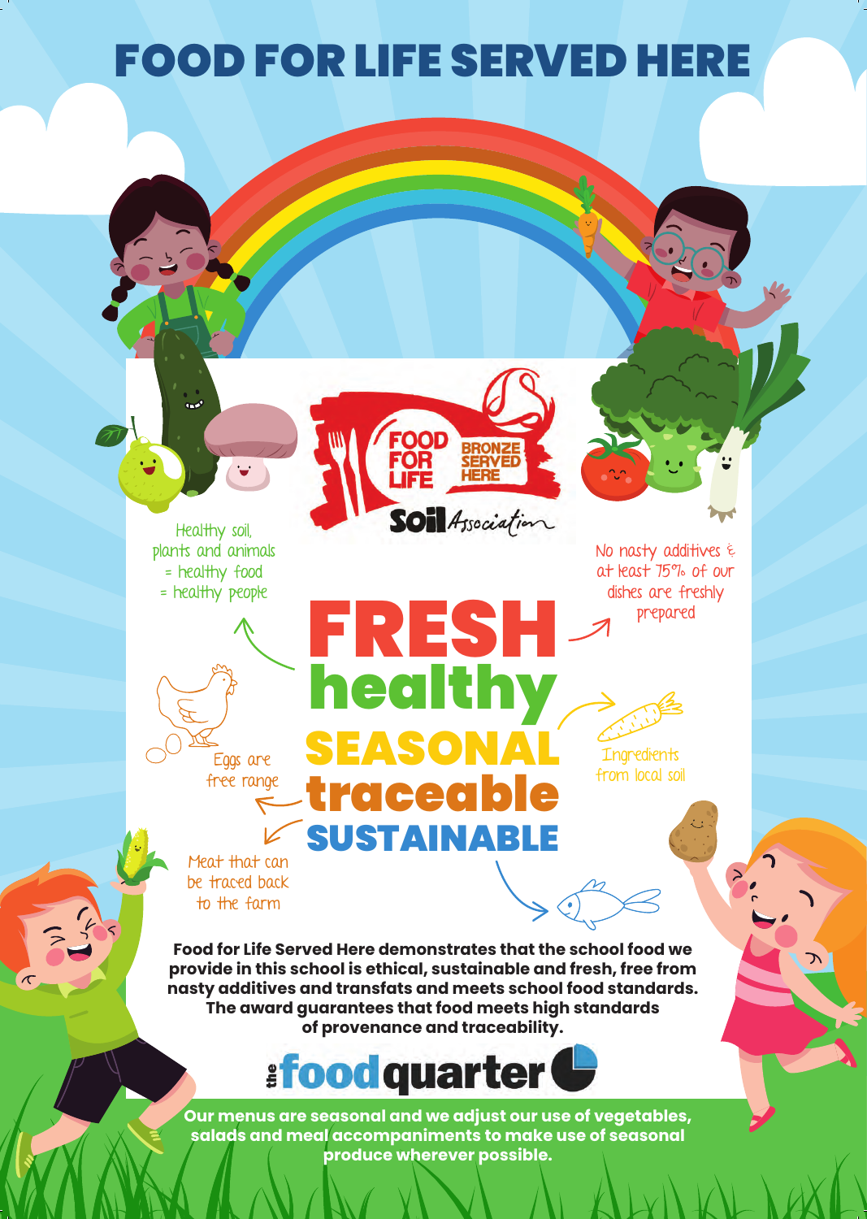# FOOD FOR LIFE SERVED HERE

FOOD FOR LIFE
BRONZE SERVED HERE
Soil Association

Healthy soil, plants and animals = healthy food = healthy people

No nasty additives & at least 75% of our dishes are freshly prepared

**FRESH**
**healthy**
**SEASONAL**
**traceable**
**SUSTAINABLE**

Eggs are free range

Ingredients from local soil

Meat that can be traced back to the farm

**Food for Life Served Here demonstrates that the school food we provide in this school is ethical, sustainable and fresh, free from nasty additives and transfats and meets school food standards. The award guarantees that food meets high standards of provenance and traceability.**

the food quarter

**Our menus are seasonal and we adjust our use of vegetables, salads and meal accompaniments to make use of seasonal produce wherever possible.**